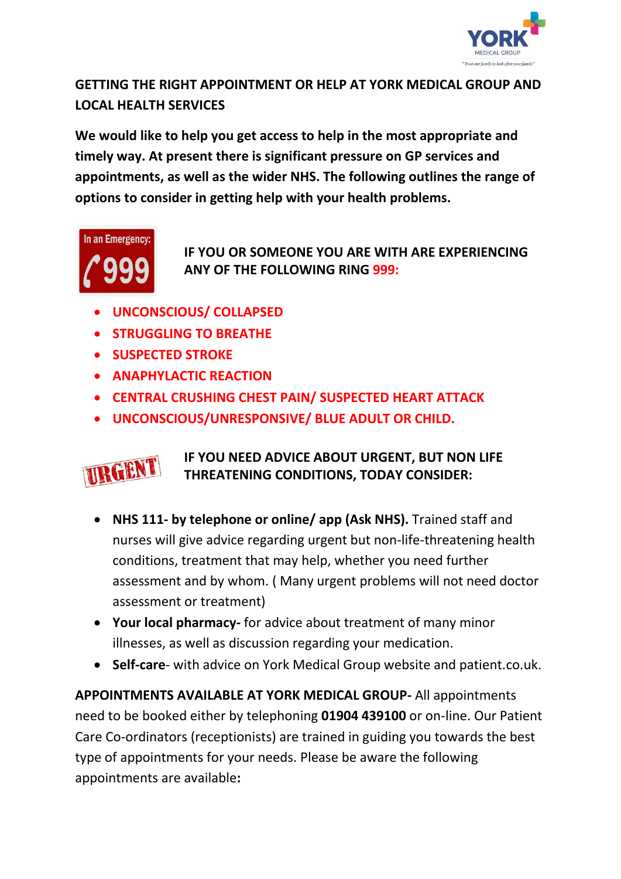## GETTING THE RIGHT APPOINTMENT OR HELP AT YORK MEDICAL GROUP AND LOCAL HEALTH SERVICES

**We would like to help you get access to help in the most appropriate and timely way. At present there is significant pressure on GP services and appointments, as well as the wider NHS. The following outlines the range of options to consider in getting help with your health problems.**

**IF YOU OR SOMEONE YOU ARE WITH ARE EXPERIENCING ANY OF THE FOLLOWING RING 999:**

- **UNCONSCIOUS/ COLLAPSED**
- **STRUGGLING TO BREATHE**
- **SUSPECTED STROKE**
- **ANAPHYLACTIC REACTION**
- **CENTRAL CRUSHING CHEST PAIN/ SUSPECTED HEART ATTACK**
- **UNCONSCIOUS/UNRESPONSIVE/ BLUE ADULT OR CHILD.**

**IF YOU NEED ADVICE ABOUT URGENT, BUT NON LIFE THREATENING CONDITIONS, TODAY CONSIDER:**

- **NHS 111- by telephone or online/ app (Ask NHS).** Trained staff and nurses will give advice regarding urgent but non-life-threatening health conditions, treatment that may help, whether you need further assessment and by whom. ( Many urgent problems will not need doctor assessment or treatment)
- **Your local pharmacy-** for advice about treatment of many minor illnesses, as well as discussion regarding your medication.
- **Self-care**- with advice on York Medical Group website and patient.co.uk.

**APPOINTMENTS AVAILABLE AT YORK MEDICAL GROUP-** All appointments need to be booked either by telephoning **01904 439100** or on-line. Our Patient Care Co-ordinators (receptionists) are trained in guiding you towards the best type of appointments for your needs. Please be aware the following appointments are available**:**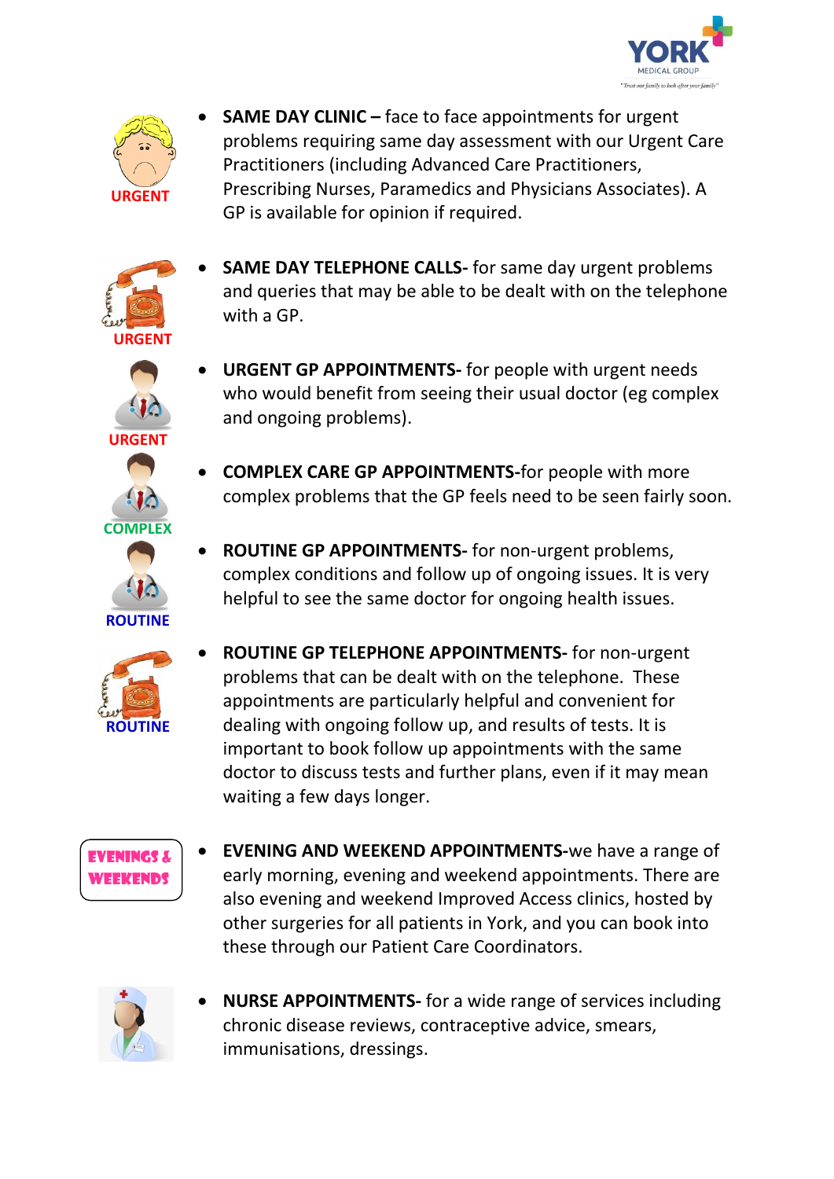URGENT

- **SAME DAY CLINIC –** face to face appointments for urgent problems requiring same day assessment with our Urgent Care Practitioners (including Advanced Care Practitioners, Prescribing Nurses, Paramedics and Physicians Associates). A GP is available for opinion if required.

URGENT

- **SAME DAY TELEPHONE CALLS-** for same day urgent problems and queries that may be able to be dealt with on the telephone with a GP.

URGENT

- **URGENT GP APPOINTMENTS-** for people with urgent needs who would benefit from seeing their usual doctor (eg complex and ongoing problems).

COMPLEX

- **COMPLEX CARE GP APPOINTMENTS-**for people with more complex problems that the GP feels need to be seen fairly soon.

ROUTINE

- **ROUTINE GP APPOINTMENTS-** for non-urgent problems, complex conditions and follow up of ongoing issues. It is very helpful to see the same doctor for ongoing health issues.

ROUTINE

- **ROUTINE GP TELEPHONE APPOINTMENTS-** for non-urgent problems that can be dealt with on the telephone. These appointments are particularly helpful and convenient for dealing with ongoing follow up, and results of tests. It is important to book follow up appointments with the same doctor to discuss tests and further plans, even if it may mean waiting a few days longer.

EVENINGS & WEEKENDS

- **EVENING AND WEEKEND APPOINTMENTS-**we have a range of early morning, evening and weekend appointments. There are also evening and weekend Improved Access clinics, hosted by other surgeries for all patients in York, and you can book into these through our Patient Care Coordinators.

- **NURSE APPOINTMENTS-** for a wide range of services including chronic disease reviews, contraceptive advice, smears, immunisations, dressings.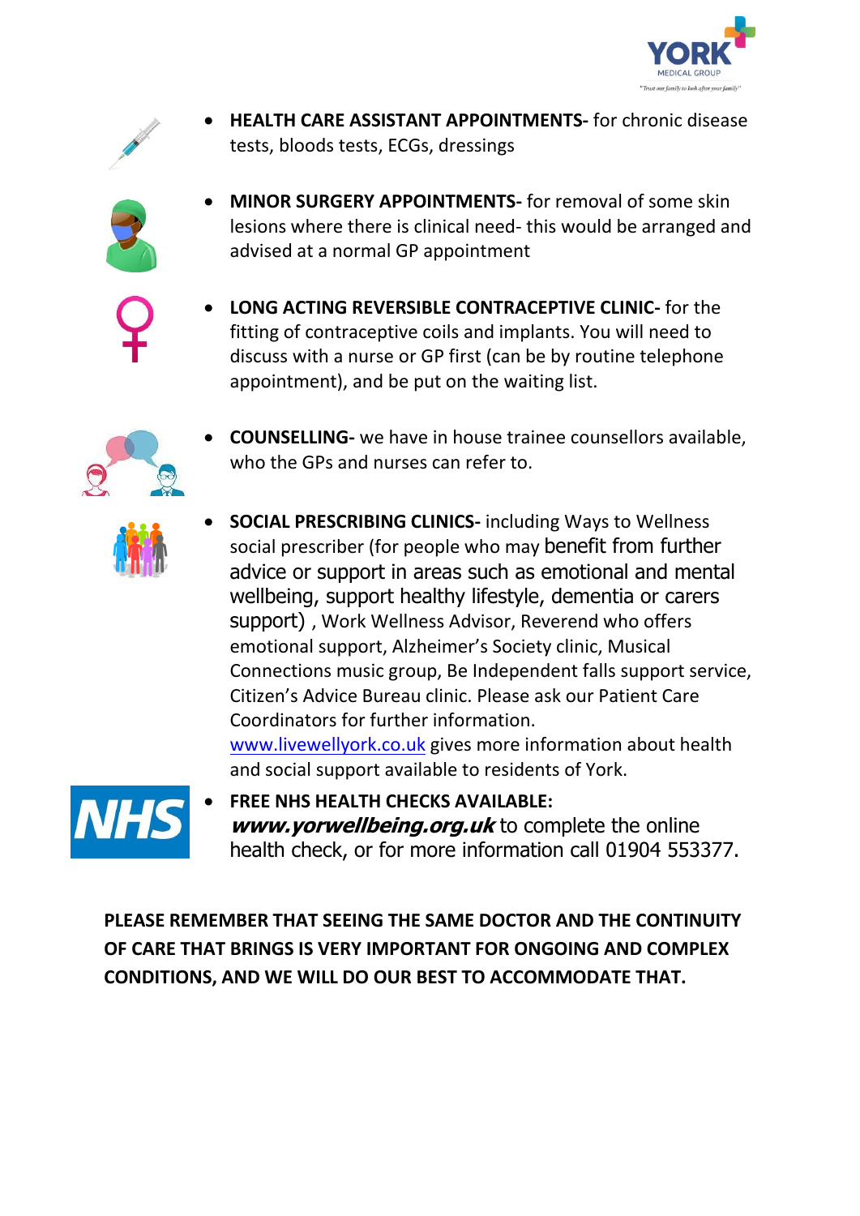- **HEALTH CARE ASSISTANT APPOINTMENTS-** for chronic disease tests, bloods tests, ECGs, dressings

- **MINOR SURGERY APPOINTMENTS-** for removal of some skin lesions where there is clinical need- this would be arranged and advised at a normal GP appointment

- **LONG ACTING REVERSIBLE CONTRACEPTIVE CLINIC-** for the fitting of contraceptive coils and implants. You will need to discuss with a nurse or GP first (can be by routine telephone appointment), and be put on the waiting list.

- **COUNSELLING-** we have in house trainee counsellors available, who the GPs and nurses can refer to.

- **SOCIAL PRESCRIBING CLINICS-** including Ways to Wellness social prescriber (for people who may benefit from further advice or support in areas such as emotional and mental wellbeing, support healthy lifestyle, dementia or carers support) , Work Wellness Advisor, Reverend who offers emotional support, Alzheimer's Society clinic, Musical Connections music group, Be Independent falls support service, Citizen's Advice Bureau clinic. Please ask our Patient Care Coordinators for further information.
  www.livewellyork.co.uk gives more information about health and social support available to residents of York.

- **FREE NHS HEALTH CHECKS AVAILABLE:**
  ***www.yorwellbeing.org.uk*** to complete the online health check, or for more information call 01904 553377.

**PLEASE REMEMBER THAT SEEING THE SAME DOCTOR AND THE CONTINUITY OF CARE THAT BRINGS IS VERY IMPORTANT FOR ONGOING AND COMPLEX CONDITIONS, AND WE WILL DO OUR BEST TO ACCOMMODATE THAT.**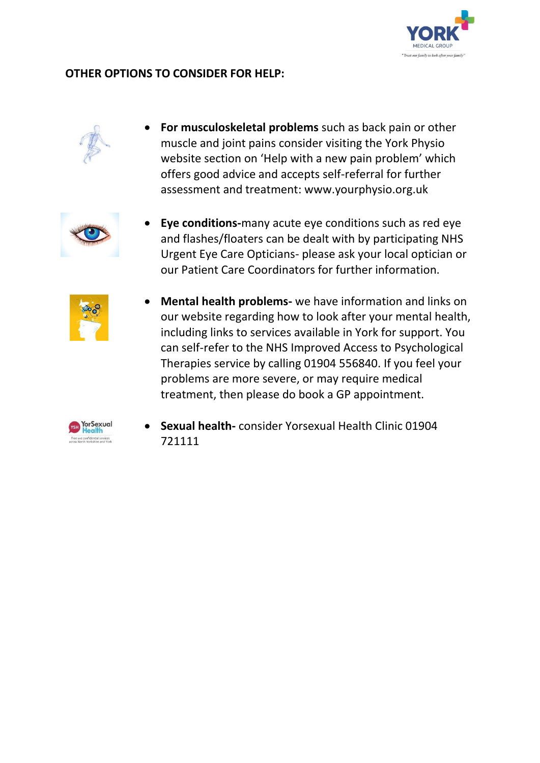**OTHER OPTIONS TO CONSIDER FOR HELP:**

- **For musculoskeletal problems** such as back pain or other muscle and joint pains consider visiting the York Physio website section on 'Help with a new pain problem' which offers good advice and accepts self-referral for further assessment and treatment: www.yourphysio.org.uk
- **Eye conditions-**many acute eye conditions such as red eye and flashes/floaters can be dealt with by participating NHS Urgent Eye Care Opticians- please ask your local optician or our Patient Care Coordinators for further information.
- **Mental health problems-** we have information and links on our website regarding how to look after your mental health, including links to services available in York for support. You can self-refer to the NHS Improved Access to Psychological Therapies service by calling 01904 556840. If you feel your problems are more severe, or may require medical treatment, then please do book a GP appointment.
- **Sexual health-** consider Yorsexual Health Clinic 01904 721111